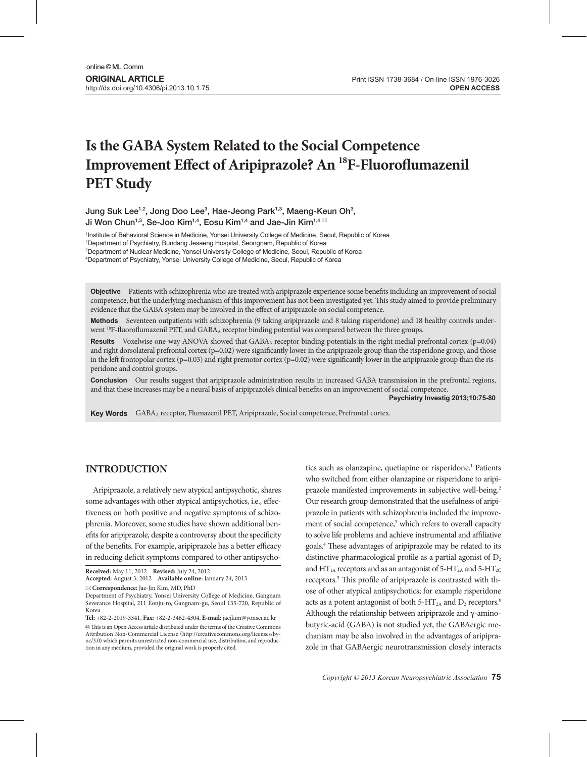online © ML Comm

**ORIGINAL ARTICLE**

http://dx.doi.org/10.4306/pi.2013.10.1.75

Print ISSN 1738-3684 / On-line ISSN 1976-3026

**OPEN ACCESS**

# Is the GABA System Related to the Social Competence Improvement Effect of Aripiprazole? An $^{18}$F-Fluoroflumazenil PET Study

**Jung Suk Lee[1,2], Jong Doo Lee[3], Hae-Jeong Park[1,3], Maeng-Keun Oh[3], Ji Won Chun[1,3], Se-Joo Kim[1,4], Eosu Kim[1,4] and Jae-Jin Kim[1,4]** ✉

[1]Institute of Behavioral Science in Medicine, Yonsei University College of Medicine, Seoul, Republic of Korea
[2]Department of Psychiatry, Bundang Jesaeng Hospital, Seongnam, Republic of Korea
[3]Department of Nuclear Medicine, Yonsei University College of Medicine, Seoul, Republic of Korea
[4]Department of Psychiatry, Yonsei University College of Medicine, Seoul, Republic of Korea

**Objective** Patients with schizophrenia who are treated with aripiprazole experience some benefits including an improvement of social competence, but the underlying mechanism of this improvement has not been investigated yet. This study aimed to provide preliminary evidence that the GABA system may be involved in the effect of aripiprazole on social competence.

**Methods** Seventeen outpatients with schizophrenia (9 taking aripiprazole and 8 taking risperidone) and 18 healthy controls underwent $^{18}$F-fluoroflumazenil PET, and $GABA_A$ receptor binding potential was compared between the three groups.

**Results** Voxelwise one-way ANOVA showed that $GABA_A$ receptor binding potentials in the right medial prefrontal cortex ($p=0.04$) and right dorsolateral prefrontal cortex ($p=0.02$) were significantly lower in the aripiprazole group than the risperidone group, and those in the left frontopolar cortex ($p=0.03$) and right premotor cortex ($p=0.02$) were significantly lower in the aripiprazole group than the risperidone and control groups.

**Conclusion** Our results suggest that aripiprazole administration results in increased GABA transmission in the prefrontal regions, and that these increases may be a neural basis of aripiprazole's clinical benefits on an improvement of social competence.

**Psychiatry Investig 2013;10:75-80**

**Key Words** $GABA_A$ receptor, Flumazenil PET, Aripiprazole, Social competence, Prefrontal cortex.

## INTRODUCTION

Aripiprazole, a relatively new atypical antipsychotic, shares some advantages with other atypical antipsychotics, i.e., effectiveness on both positive and negative symptoms of schizophrenia. Moreover, some studies have shown additional benefits for aripiprazole, despite a controversy about the specificity of the benefits. For example, aripiprazole has a better efficacy in reducing deficit symptoms compared to other antipsychotics such as olanzapine, quetiapine or risperidone.[1] Patients who switched from either olanzapine or risperidone to aripiprazole manifested improvements in subjective well-being.[2] Our research group demonstrated that the usefulness of aripiprazole in patients with schizophrenia included the improvement of social competence,[3] which refers to overall capacity to solve life problems and achieve instrumental and affiliative goals.[4] These advantages of aripiprazole may be related to its distinctive pharmacological profile as a partial agonist of $D_2$ and $HT_{1A}$ receptors and as an antagonist of $5\text{-}HT_{2A}$ and $5\text{-}HT_{2C}$ receptors.[5] This profile of aripiprazole is contrasted with those of other atypical antipsychotics; for example risperidone acts as a potent antagonist of both $5\text{-}HT_{2A}$ and $D_2$ receptors.[6] Although the relationship between aripiprazole and γ-amino-butyric-acid (GABA) is not studied yet, the GABAergic mechanism may be also involved in the advantages of aripiprazole in that GABAergic neurotransmission closely interacts

**Received:** May 11, 2012 **Revised:** July 24, 2012
**Accepted:** August 3, 2012 **Available online:** January 24, 2013

✉ **Correspondence:** Jae-Jin Kim, MD, PhD
Department of Psychiatry, Yonsei University College of Medicine, Gangnam Severance Hospital, 211 Eonju-ro, Gangnam-gu, Seoul 135-720, Republic of Korea
**Tel:** +82-2-2019-3341, **Fax:** +82-2-3462-4304, **E-mail:** jaejkim@yonsei.ac.kr

ⓒ This is an Open Access article distributed under the terms of the Creative Commons Attribution Non-Commercial License (http://creativecommons.org/licenses/by-nc/3.0) which permits unrestricted non-commercial use, distribution, and reproduction in any medium, provided the original work is properly cited.

Copyright © 2013 Korean Neuropsychiatric Association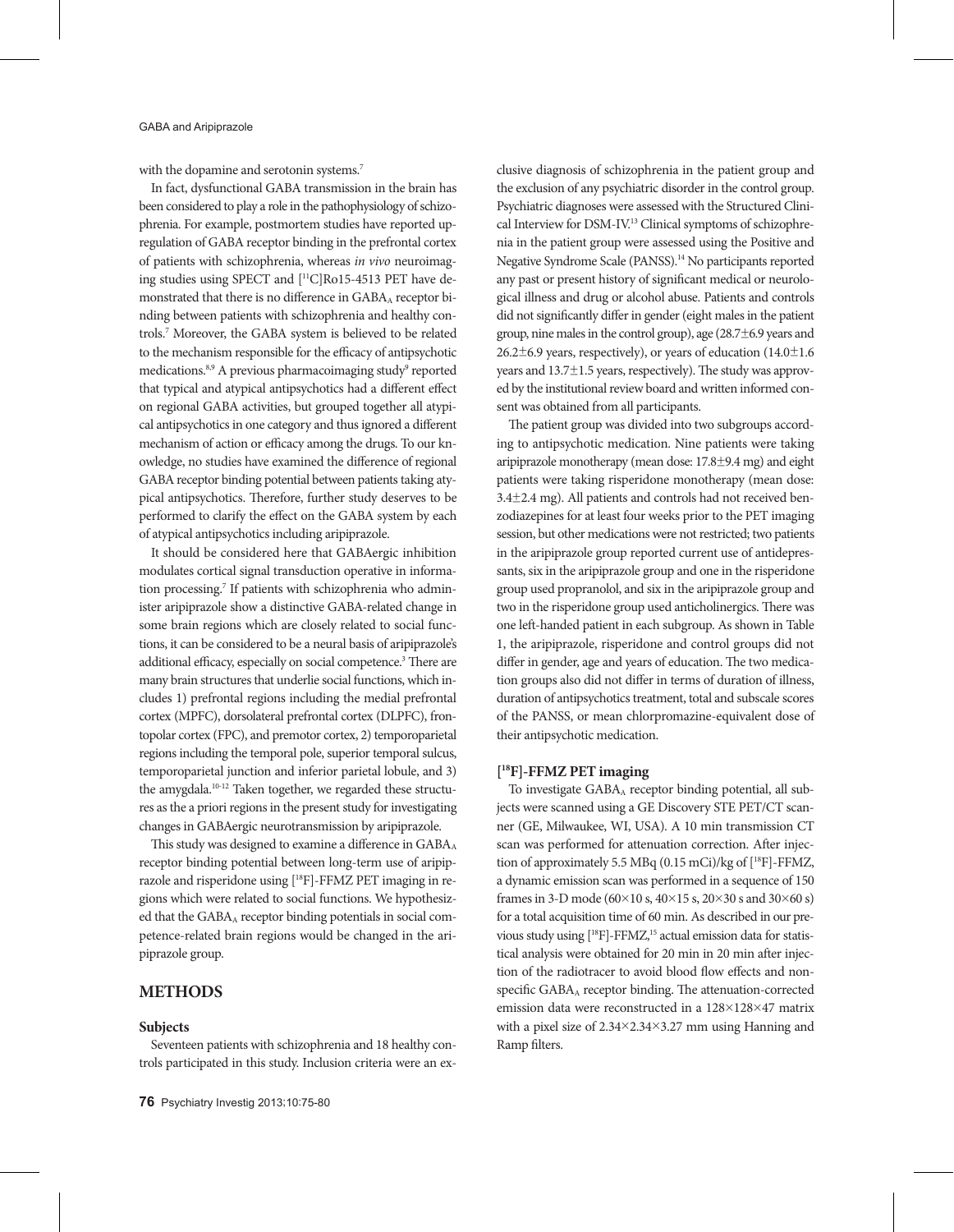with the dopamine and serotonin systems.[7]

In fact, dysfunctional GABA transmission in the brain has been considered to play a role in the pathophysiology of schizophrenia. For example, postmortem studies have reported upregulation of GABA receptor binding in the prefrontal cortex of patients with schizophrenia, whereas *in vivo* neuroimaging studies using SPECT and [$^{11}$C]Ro15-4513 PET have demonstrated that there is no difference in $GABA_A$ receptor binding between patients with schizophrenia and healthy controls.[7] Moreover, the GABA system is believed to be related to the mechanism responsible for the efficacy of antipsychotic medications.[8,9] A previous pharmacoimaging study[9] reported that typical and atypical antipsychotics had a different effect on regional GABA activities, but grouped together all atypical antipsychotics in one category and thus ignored a different mechanism of action or efficacy among the drugs. To our knowledge, no studies have examined the difference of regional GABA receptor binding potential between patients taking atypical antipsychotics. Therefore, further study deserves to be performed to clarify the effect on the GABA system by each of atypical antipsychotics including aripiprazole.

It should be considered here that GABAergic inhibition modulates cortical signal transduction operative in information processing.[7] If patients with schizophrenia who administer aripiprazole show a distinctive GABA-related change in some brain regions which are closely related to social functions, it can be considered to be a neural basis of aripiprazole's additional efficacy, especially on social competence.[3] There are many brain structures that underlie social functions, which includes 1) prefrontal regions including the medial prefrontal cortex (MPFC), dorsolateral prefrontal cortex (DLPFC), frontopolar cortex (FPC), and premotor cortex, 2) temporoparietal regions including the temporal pole, superior temporal sulcus, temporoparietal junction and inferior parietal lobule, and 3) the amygdala.[10-12] Taken together, we regarded these structures as the a priori regions in the present study for investigating changes in GABAergic neurotransmission by aripiprazole.

This study was designed to examine a difference in $GABA_A$ receptor binding potential between long-term use of aripiprazole and risperidone using [$^{18}$F]-FFMZ PET imaging in regions which were related to social functions. We hypothesized that the $GABA_A$ receptor binding potentials in social competence-related brain regions would be changed in the aripiprazole group.

## METHODS

### Subjects

Seventeen patients with schizophrenia and 18 healthy controls participated in this study. Inclusion criteria were an exclusive diagnosis of schizophrenia in the patient group and the exclusion of any psychiatric disorder in the control group. Psychiatric diagnoses were assessed with the Structured Clinical Interview for DSM-IV.[13] Clinical symptoms of schizophrenia in the patient group were assessed using the Positive and Negative Syndrome Scale (PANSS).[14] No participants reported any past or present history of significant medical or neurological illness and drug or alcohol abuse. Patients and controls did not significantly differ in gender (eight males in the patient group, nine males in the control group), age (28.7±6.9 years and 26.2±6.9 years, respectively), or years of education (14.0±1.6 years and 13.7±1.5 years, respectively). The study was approved by the institutional review board and written informed consent was obtained from all participants.

The patient group was divided into two subgroups according to antipsychotic medication. Nine patients were taking aripiprazole monotherapy (mean dose: 17.8±9.4 mg) and eight patients were taking risperidone monotherapy (mean dose: 3.4±2.4 mg). All patients and controls had not received benzodiazepines for at least four weeks prior to the PET imaging session, but other medications were not restricted; two patients in the aripiprazole group reported current use of antidepressants, six in the aripiprazole group and one in the risperidone group used propranolol, and six in the aripiprazole group and two in the risperidone group used anticholinergics. There was one left-handed patient in each subgroup. As shown in Table 1, the aripiprazole, risperidone and control groups did not differ in gender, age and years of education. The two medication groups also did not differ in terms of duration of illness, duration of antipsychotics treatment, total and subscale scores of the PANSS, or mean chlorpromazine-equivalent dose of their antipsychotic medication.

### [$^{18}$F]-FFMZ PET imaging

To investigate $GABA_A$ receptor binding potential, all subjects were scanned using a GE Discovery STE PET/CT scanner (GE, Milwaukee, WI, USA). A 10 min transmission CT scan was performed for attenuation correction. After injection of approximately 5.5 MBq (0.15 mCi)/kg of [$^{18}$F]-FFMZ, a dynamic emission scan was performed in a sequence of 150 frames in 3-D mode (60×10 s, 40×15 s, 20×30 s and 30×60 s) for a total acquisition time of 60 min. As described in our previous study using [$^{18}$F]-FFMZ,[15] actual emission data for statistical analysis were obtained for 20 min in 20 min after injection of the radiotracer to avoid blood flow effects and nonspecific $GABA_A$ receptor binding. The attenuation-corrected emission data were reconstructed in a 128×128×47 matrix with a pixel size of 2.34×2.34×3.27 mm using Hanning and Ramp filters.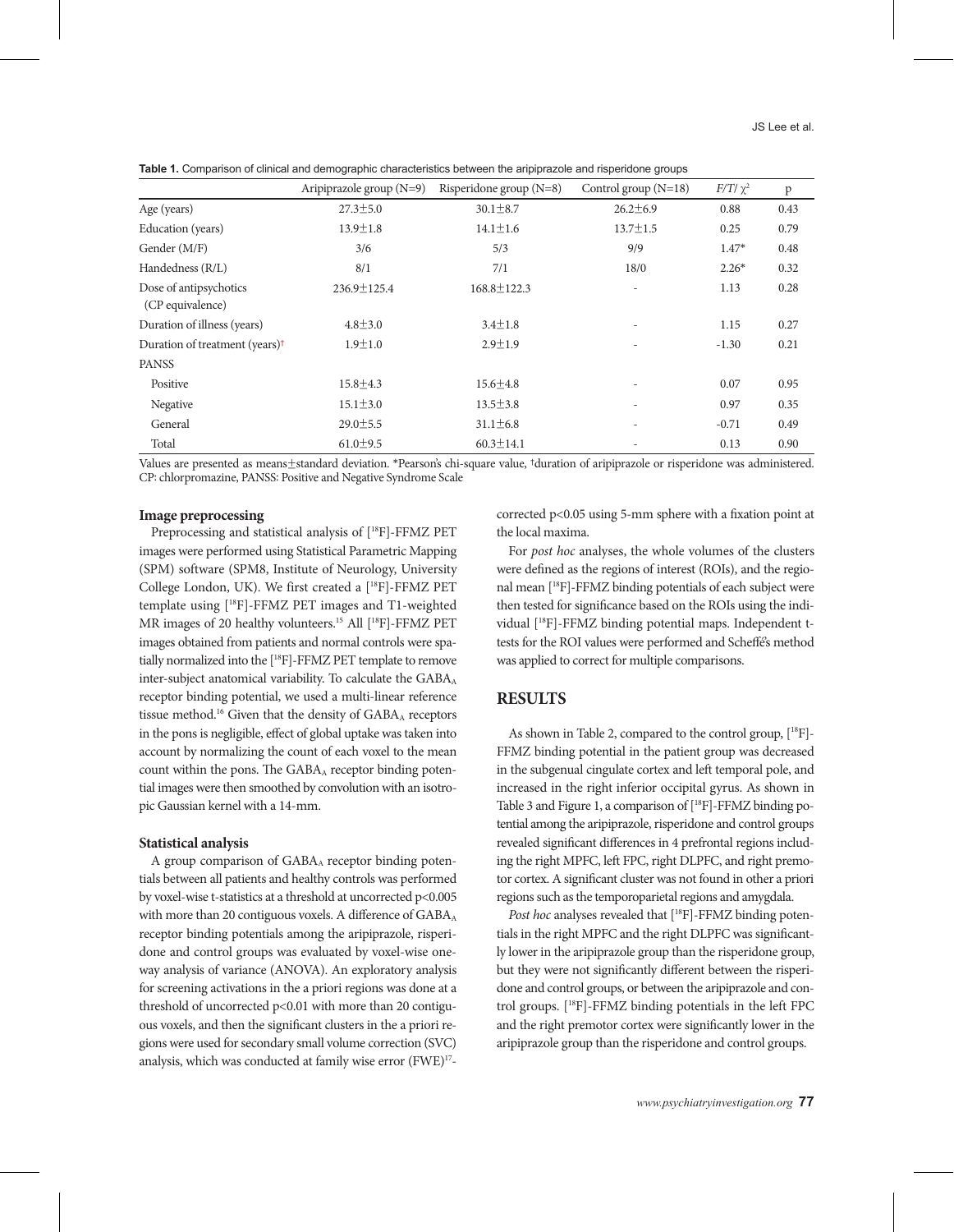**Table 1.** Comparison of clinical and demographic characteristics between the aripiprazole and risperidone groups

|  | Aripiprazole group (N=9) | Risperidone group (N=8) | Control group (N=18) | $F/T/\chi^2$ | p |
|---|---|---|---|---|---|
| Age (years) | 27.3±5.0 | 30.1±8.7 | 26.2±6.9 | 0.88 | 0.43 |
| Education (years) | 13.9±1.8 | 14.1±1.6 | 13.7±1.5 | 0.25 | 0.79 |
| Gender (M/F) | 3/6 | 5/3 | 9/9 | 1.47* | 0.48 |
| Handedness (R/L) | 8/1 | 7/1 | 18/0 | 2.26* | 0.32 |
| Dose of antipsychotics (CP equivalence) | 236.9±125.4 | 168.8±122.3 | - | 1.13 | 0.28 |
| Duration of illness (years) | 4.8±3.0 | 3.4±1.8 | - | 1.15 | 0.27 |
| Duration of treatment (years)† | 1.9±1.0 | 2.9±1.9 | - | -1.30 | 0.21 |
| PANSS |  |  |  |  |  |
| Positive | 15.8±4.3 | 15.6±4.8 | - | 0.07 | 0.95 |
| Negative | 15.1±3.0 | 13.5±3.8 | - | 0.97 | 0.35 |
| General | 29.0±5.5 | 31.1±6.8 | - | -0.71 | 0.49 |
| Total | 61.0±9.5 | 60.3±14.1 | - | 0.13 | 0.90 |

Values are presented as means±standard deviation. *Pearson's chi-square value, †duration of aripiprazole or risperidone was administered. CP: chlorpromazine, PANSS: Positive and Negative Syndrome Scale

### Image preprocessing

Preprocessing and statistical analysis of [$^{18}$F]-FFMZ PET images were performed using Statistical Parametric Mapping (SPM) software (SPM8, Institute of Neurology, University College London, UK). We first created a [$^{18}$F]-FFMZ PET template using [$^{18}$F]-FFMZ PET images and T1-weighted MR images of 20 healthy volunteers.[15] All [$^{18}$F]-FFMZ PET images obtained from patients and normal controls were spatially normalized into the [$^{18}$F]-FFMZ PET template to remove inter-subject anatomical variability. To calculate the $GABA_A$ receptor binding potential, we used a multi-linear reference tissue method.[16] Given that the density of $GABA_A$ receptors in the pons is negligible, effect of global uptake was taken into account by normalizing the count of each voxel to the mean count within the pons. The $GABA_A$ receptor binding potential images were then smoothed by convolution with an isotropic Gaussian kernel with a 14-mm.

### Statistical analysis

A group comparison of $GABA_A$ receptor binding potentials between all patients and healthy controls was performed by voxel-wise t-statistics at a threshold at uncorrected $p<0.005$ with more than 20 contiguous voxels. A difference of $GABA_A$ receptor binding potentials among the aripiprazole, risperidone and control groups was evaluated by voxel-wise one-way analysis of variance (ANOVA). An exploratory analysis for screening activations in the a priori regions was done at a threshold of uncorrected $p<0.01$ with more than 20 contiguous voxels, and then the significant clusters in the a priori regions were used for secondary small volume correction (SVC) analysis, which was conducted at family wise error (FWE)[17]-corrected $p<0.05$ using 5-mm sphere with a fixation point at the local maxima.

For *post hoc* analyses, the whole volumes of the clusters were defined as the regions of interest (ROIs), and the regional mean [$^{18}$F]-FFMZ binding potentials of each subject were then tested for significance based on the ROIs using the individual [$^{18}$F]-FFMZ binding potential maps. Independent t-tests for the ROI values were performed and Scheffé's method was applied to correct for multiple comparisons.

## RESULTS

As shown in Table 2, compared to the control group, [$^{18}$F]-FFMZ binding potential in the patient group was decreased in the subgenual cingulate cortex and left temporal pole, and increased in the right inferior occipital gyrus. As shown in Table 3 and Figure 1, a comparison of [$^{18}$F]-FFMZ binding potential among the aripiprazole, risperidone and control groups revealed significant differences in 4 prefrontal regions including the right MPFC, left FPC, right DLPFC, and right premotor cortex. A significant cluster was not found in other a priori regions such as the temporoparietal regions and amygdala.

*Post hoc* analyses revealed that [$^{18}$F]-FFMZ binding potentials in the right MPFC and the right DLPFC was significantly lower in the aripiprazole group than the risperidone group, but they were not significantly different between the risperidone and control groups, or between the aripiprazole and control groups. [$^{18}$F]-FFMZ binding potentials in the left FPC and the right premotor cortex were significantly lower in the aripiprazole group than the risperidone and control groups.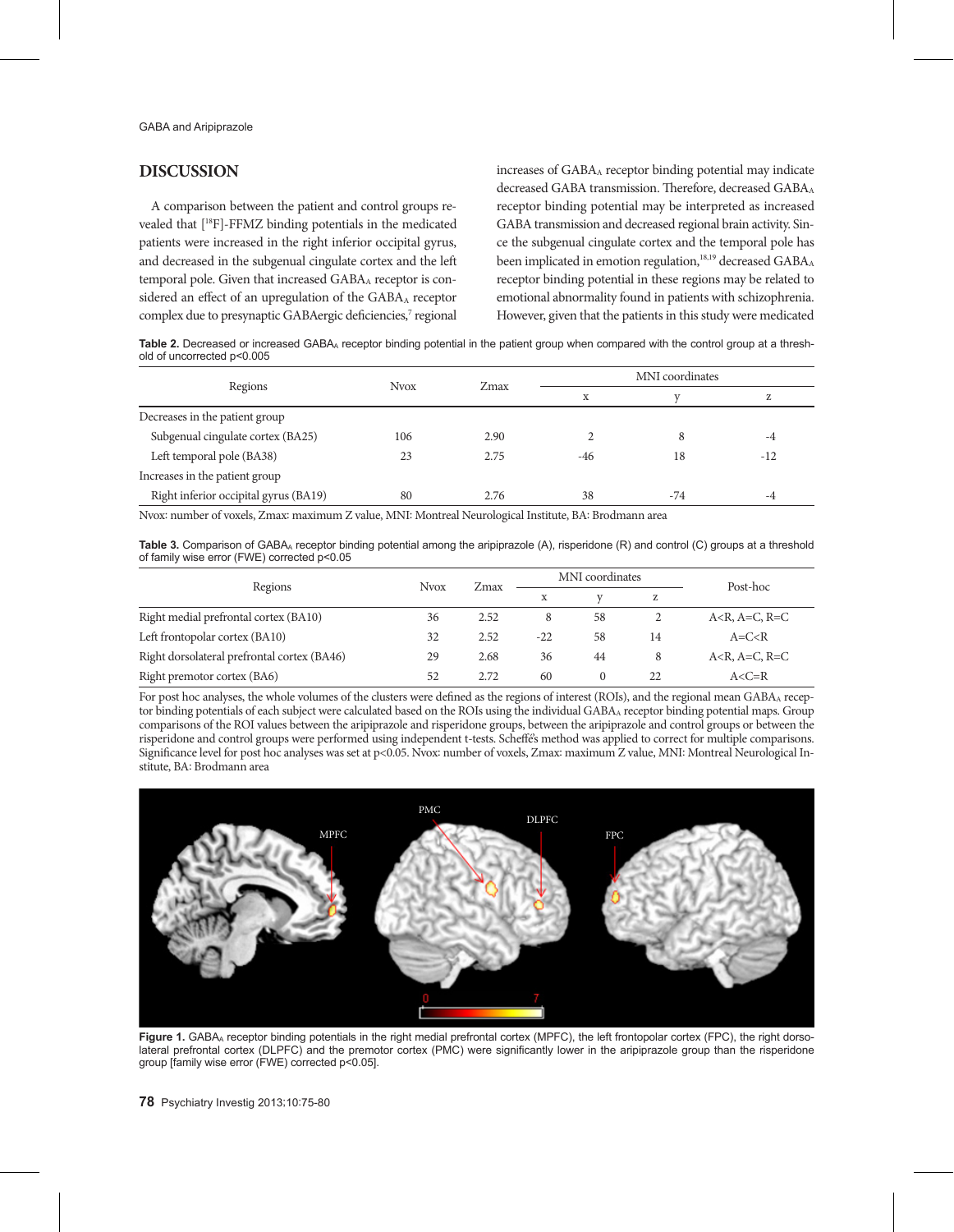## DISCUSSION

A comparison between the patient and control groups revealed that [$^{18}$F]-FFMZ binding potentials in the medicated patients were increased in the right inferior occipital gyrus, and decreased in the subgenual cingulate cortex and the left temporal pole. Given that increased $GABA_A$ receptor is considered an effect of an upregulation of the $GABA_A$ receptor complex due to presynaptic GABAergic deficiencies,[7] regional increases of $GABA_A$ receptor binding potential may indicate decreased GABA transmission. Therefore, decreased $GABA_A$ receptor binding potential may be interpreted as increased GABA transmission and decreased regional brain activity. Since the subgenual cingulate cortex and the temporal pole has been implicated in emotion regulation,[18,19] decreased $GABA_A$ receptor binding potential in these regions may be related to emotional abnormality found in patients with schizophrenia. However, given that the patients in this study were medicated

**Table 2.** Decreased or increased $GABA_A$ receptor binding potential in the patient group when compared with the control group at a threshold of uncorrected $p<0.005$

| Regions | Nvox | Zmax | MNI coordinates | | |
|---|---|---|---|---|---|
| | | | x | y | z |
| Decreases in the patient group | | | | | |
| Subgenual cingulate cortex (BA25) | 106 | 2.90 | 2 | 8 | -4 |
| Left temporal pole (BA38) | 23 | 2.75 | -46 | 18 | -12 |
| Increases in the patient group | | | | | |
| Right inferior occipital gyrus (BA19) | 80 | 2.76 | 38 | -74 | -4 |

Nvox: number of voxels, Zmax: maximum Z value, MNI: Montreal Neurological Institute, BA: Brodmann area

**Table 3.** Comparison of $GABA_A$ receptor binding potential among the aripiprazole (A), risperidone (R) and control (C) groups at a threshold of family wise error (FWE) corrected $p<0.05$

| Regions | Nvox | Zmax | MNI coordinates | | | Post-hoc |
|---|---|---|---|---|---|---|
| | | | x | y | z | |
| Right medial prefrontal cortex (BA10) | 36 | 2.52 | 8 | 58 | 2 | A<R, A=C, R=C |
| Left frontopolar cortex (BA10) | 32 | 2.52 | -22 | 58 | 14 | A=C<R |
| Right dorsolateral prefrontal cortex (BA46) | 29 | 2.68 | 36 | 44 | 8 | A<R, A=C, R=C |
| Right premotor cortex (BA6) | 52 | 2.72 | 60 | 0 | 22 | A<C=R |

For post hoc analyses, the whole volumes of the clusters were defined as the regions of interest (ROIs), and the regional mean $GABA_A$ receptor binding potentials of each subject were calculated based on the ROIs using the individual $GABA_A$ receptor binding potential maps. Group comparisons of the ROI values between the aripiprazole and risperidone groups, between the aripiprazole and control groups or between the risperidone and control groups were performed using independent t-tests. Scheffé's method was applied to correct for multiple comparisons. Significance level for post hoc analyses was set at $p<0.05$. Nvox: number of voxels, Zmax: maximum Z value, MNI: Montreal Neurological Institute, BA: Brodmann area

**Figure 1.** $GABA_A$ receptor binding potentials in the right medial prefrontal cortex (MPFC), the left frontopolar cortex (FPC), the right dorsolateral prefrontal cortex (DLPFC) and the premotor cortex (PMC) were significantly lower in the aripiprazole group than the risperidone group [family wise error (FWE) corrected $p<0.05$].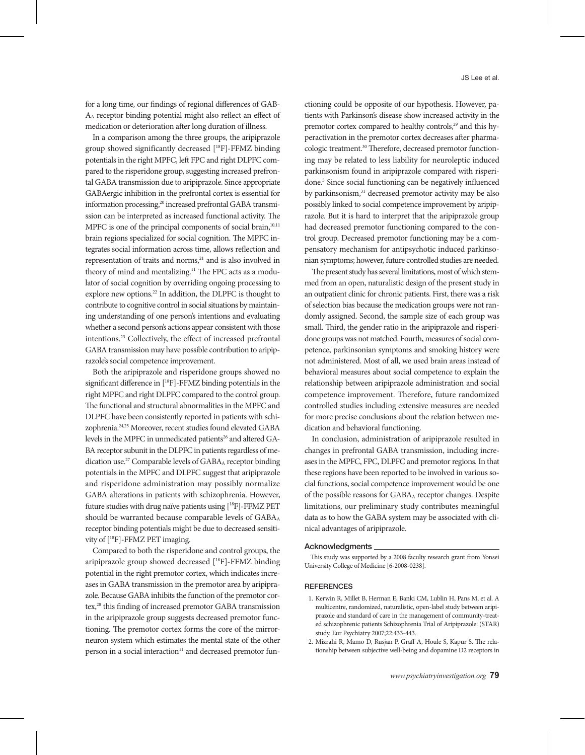for a long time, our findings of regional differences of $GABA_A$ receptor binding potential might also reflect an effect of medication or deterioration after long duration of illness.

In a comparison among the three groups, the aripiprazole group showed significantly decreased [$^{18}$F]-FFMZ binding potentials in the right MPFC, left FPC and right DLPFC compared to the risperidone group, suggesting increased prefrontal GABA transmission due to aripiprazole. Since appropriate GABAergic inhibition in the prefrontal cortex is essential for information processing,[20] increased prefrontal GABA transmission can be interpreted as increased functional activity. The MPFC is one of the principal components of social brain,[10,11] brain regions specialized for social cognition. The MPFC integrates social information across time, allows reflection and representation of traits and norms,[21] and is also involved in theory of mind and mentalizing.[11] The FPC acts as a modulator of social cognition by overriding ongoing processing to explore new options.[22] In addition, the DLPFC is thought to contribute to cognitive control in social situations by maintaining understanding of one person's intentions and evaluating whether a second person's actions appear consistent with those intentions.[23] Collectively, the effect of increased prefrontal GABA transmission may have possible contribution to aripiprazole's social competence improvement.

Both the aripiprazole and risperidone groups showed no significant difference in [$^{18}$F]-FFMZ binding potentials in the right MPFC and right DLPFC compared to the control group. The functional and structural abnormalities in the MPFC and DLPFC have been consistently reported in patients with schizophrenia.[24,25] Moreover, recent studies found elevated GABA levels in the MPFC in unmedicated patients[26] and altered GABA receptor subunit in the DLPFC in patients regardless of medication use.[27] Comparable levels of $GABA_A$ receptor binding potentials in the MPFC and DLPFC suggest that aripiprazole and risperidone administration may possibly normalize GABA alterations in patients with schizophrenia. However, future studies with drug naïve patients using [$^{18}$F]-FFMZ PET should be warranted because comparable levels of $GABA_A$ receptor binding potentials might be due to decreased sensitivity of [$^{18}$F]-FFMZ PET imaging.

Compared to both the risperidone and control groups, the aripiprazole group showed decreased [$^{18}$F]-FFMZ binding potential in the right premotor cortex, which indicates increases in GABA transmission in the premotor area by aripiprazole. Because GABA inhibits the function of the premotor cortex,[28] this finding of increased premotor GABA transmission in the aripiprazole group suggests decreased premotor functioning. The premotor cortex forms the core of the mirrorneuron system which estimates the mental state of the other person in a social interaction[11] and decreased premotor functioning could be opposite of our hypothesis. However, patients with Parkinson's disease show increased activity in the premotor cortex compared to healthy controls,[29] and this hyperactivation in the premotor cortex decreases after pharmacologic treatment.[30] Therefore, decreased premotor functioning may be related to less liability for neuroleptic induced parkinsonism found in aripiprazole compared with risperidone.[5] Since social functioning can be negatively influenced by parkinsonism,[31] decreased premotor activity may be also possibly linked to social competence improvement by aripiprazole. But it is hard to interpret that the aripiprazole group had decreased premotor functioning compared to the control group. Decreased premotor functioning may be a compensatory mechanism for antipsychotic induced parkinsonian symptoms; however, future controlled studies are needed.

The present study has several limitations, most of which stemmed from an open, naturalistic design of the present study in an outpatient clinic for chronic patients. First, there was a risk of selection bias because the medication groups were not randomly assigned. Second, the sample size of each group was small. Third, the gender ratio in the aripiprazole and risperidone groups was not matched. Fourth, measures of social competence, parkinsonian symptoms and smoking history were not administered. Most of all, we used brain areas instead of behavioral measures about social competence to explain the relationship between aripiprazole administration and social competence improvement. Therefore, future randomized controlled studies including extensive measures are needed for more precise conclusions about the relation between medication and behavioral functioning.

In conclusion, administration of aripiprazole resulted in changes in prefrontal GABA transmission, including increases in the MPFC, FPC, DLPFC and premotor regions. In that these regions have been reported to be involved in various social functions, social competence improvement would be one of the possible reasons for $GABA_A$ receptor changes. Despite limitations, our preliminary study contributes meaningful data as to how the GABA system may be associated with clinical advantages of aripiprazole.

## Acknowledgments

This study was supported by a 2008 faculty research grant from Yonsei University College of Medicine [6-2008-0238].

## REFERENCES

1. Kerwin R, Millet B, Herman E, Banki CM, Lublin H, Pans M, et al. A multicentre, randomized, naturalistic, open-label study between aripiprazole and standard of care in the management of community-treated schizophrenic patients Schizophrenia Trial of Aripiprazole: (STAR) study. Eur Psychiatry 2007;22:433-443.
2. Mizrahi R, Mamo D, Rusjan P, Graff A, Houle S, Kapur S. The relationship between subjective well-being and dopamine D2 receptors in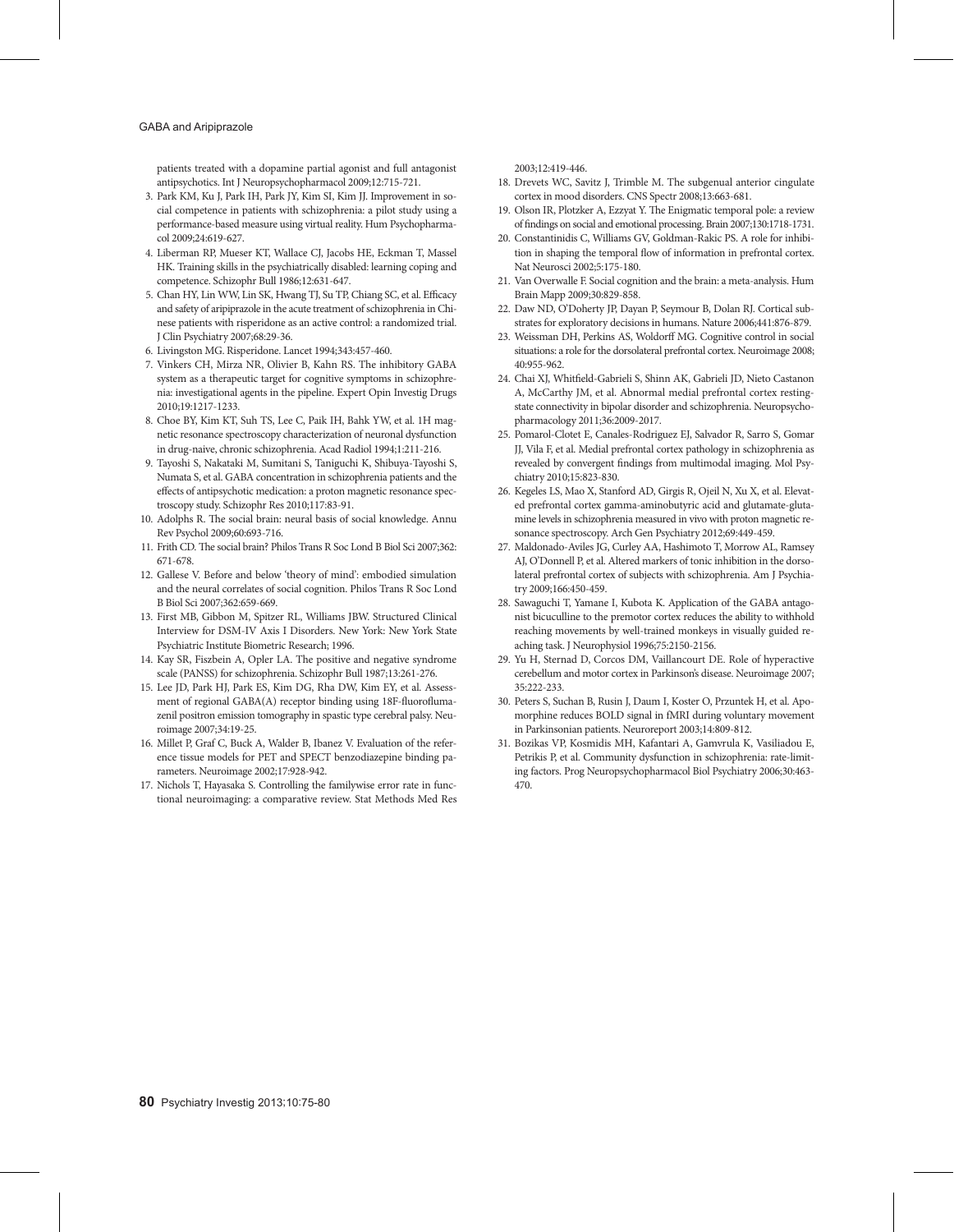patients treated with a dopamine partial agonist and full antagonist antipsychotics. Int J Neuropsychopharmacol 2009;12:715-721.

3. Park KM, Ku J, Park IH, Park JY, Kim SI, Kim JJ. Improvement in social competence in patients with schizophrenia: a pilot study using a performance-based measure using virtual reality. Hum Psychopharmacol 2009;24:619-627.
4. Liberman RP, Mueser KT, Wallace CJ, Jacobs HE, Eckman T, Massel HK. Training skills in the psychiatrically disabled: learning coping and competence. Schizophr Bull 1986;12:631-647.
5. Chan HY, Lin WW, Lin SK, Hwang TJ, Su TP, Chiang SC, et al. Efficacy and safety of aripiprazole in the acute treatment of schizophrenia in Chinese patients with risperidone as an active control: a randomized trial. J Clin Psychiatry 2007;68:29-36.
6. Livingston MG. Risperidone. Lancet 1994;343:457-460.
7. Vinkers CH, Mirza NR, Olivier B, Kahn RS. The inhibitory GABA system as a therapeutic target for cognitive symptoms in schizophrenia: investigational agents in the pipeline. Expert Opin Investig Drugs 2010;19:1217-1233.
8. Choe BY, Kim KT, Suh TS, Lee C, Paik IH, Bahk YW, et al. 1H magnetic resonance spectroscopy characterization of neuronal dysfunction in drug-naive, chronic schizophrenia. Acad Radiol 1994;1:211-216.
9. Tayoshi S, Nakataki M, Sumitani S, Taniguchi K, Shibuya-Tayoshi S, Numata S, et al. GABA concentration in schizophrenia patients and the effects of antipsychotic medication: a proton magnetic resonance spectroscopy study. Schizophr Res 2010;117:83-91.
10. Adolphs R. The social brain: neural basis of social knowledge. Annu Rev Psychol 2009;60:693-716.
11. Frith CD. The social brain? Philos Trans R Soc Lond B Biol Sci 2007;362:671-678.
12. Gallese V. Before and below 'theory of mind': embodied simulation and the neural correlates of social cognition. Philos Trans R Soc Lond B Biol Sci 2007;362:659-669.
13. First MB, Gibbon M, Spitzer RL, Williams JBW. Structured Clinical Interview for DSM-IV Axis I Disorders. New York: New York State Psychiatric Institute Biometric Research; 1996.
14. Kay SR, Fiszbein A, Opler LA. The positive and negative syndrome scale (PANSS) for schizophrenia. Schizophr Bull 1987;13:261-276.
15. Lee JD, Park HJ, Park ES, Kim DG, Rha DW, Kim EY, et al. Assessment of regional GABA(A) receptor binding using 18F-fluoroflumazenil positron emission tomography in spastic type cerebral palsy. Neuroimage 2007;34:19-25.
16. Millet P, Graf C, Buck A, Walder B, Ibanez V. Evaluation of the reference tissue models for PET and SPECT benzodiazepine binding parameters. Neuroimage 2002;17:928-942.
17. Nichols T, Hayasaka S. Controlling the familywise error rate in functional neuroimaging: a comparative review. Stat Methods Med Res 2003;12:419-446.
18. Drevets WC, Savitz J, Trimble M. The subgenual anterior cingulate cortex in mood disorders. CNS Spectr 2008;13:663-681.
19. Olson IR, Plotzker A, Ezzyat Y. The Enigmatic temporal pole: a review of findings on social and emotional processing. Brain 2007;130:1718-1731.
20. Constantinidis C, Williams GV, Goldman-Rakic PS. A role for inhibition in shaping the temporal flow of information in prefrontal cortex. Nat Neurosci 2002;5:175-180.
21. Van Overwalle F. Social cognition and the brain: a meta-analysis. Hum Brain Mapp 2009;30:829-858.
22. Daw ND, O'Doherty JP, Dayan P, Seymour B, Dolan RJ. Cortical substrates for exploratory decisions in humans. Nature 2006;441:876-879.
23. Weissman DH, Perkins AS, Woldorff MG. Cognitive control in social situations: a role for the dorsolateral prefrontal cortex. Neuroimage 2008;40:955-962.
24. Chai XJ, Whitfield-Gabrieli S, Shinn AK, Gabrieli JD, Nieto Castanon A, McCarthy JM, et al. Abnormal medial prefrontal cortex resting-state connectivity in bipolar disorder and schizophrenia. Neuropsychopharmacology 2011;36:2009-2017.
25. Pomarol-Clotet E, Canales-Rodriguez EJ, Salvador R, Sarro S, Gomar JJ, Vila F, et al. Medial prefrontal cortex pathology in schizophrenia as revealed by convergent findings from multimodal imaging. Mol Psychiatry 2010;15:823-830.
26. Kegeles LS, Mao X, Stanford AD, Girgis R, Ojeil N, Xu X, et al. Elevated prefrontal cortex gamma-aminobutyric acid and glutamate-glutamine levels in schizophrenia measured in vivo with proton magnetic resonance spectroscopy. Arch Gen Psychiatry 2012;69:449-459.
27. Maldonado-Aviles JG, Curley AA, Hashimoto T, Morrow AL, Ramsey AJ, O'Donnell P, et al. Altered markers of tonic inhibition in the dorsolateral prefrontal cortex of subjects with schizophrenia. Am J Psychiatry 2009;166:450-459.
28. Sawaguchi T, Yamane I, Kubota K. Application of the GABA antagonist bicuculline to the premotor cortex reduces the ability to withhold reaching movements by well-trained monkeys in visually guided reaching task. J Neurophysiol 1996;75:2150-2156.
29. Yu H, Sternad D, Corcos DM, Vaillancourt DE. Role of hyperactive cerebellum and motor cortex in Parkinson's disease. Neuroimage 2007;35:222-233.
30. Peters S, Suchan B, Rusin J, Daum I, Koster O, Przuntek H, et al. Apomorphine reduces BOLD signal in fMRI during voluntary movement in Parkinsonian patients. Neuroreport 2003;14:809-812.
31. Bozikas VP, Kosmidis MH, Kafantari A, Gamvrula K, Vasiliadou E, Petrikis P, et al. Community dysfunction in schizophrenia: rate-limiting factors. Prog Neuropsychopharmacol Biol Psychiatry 2006;30:463-470.